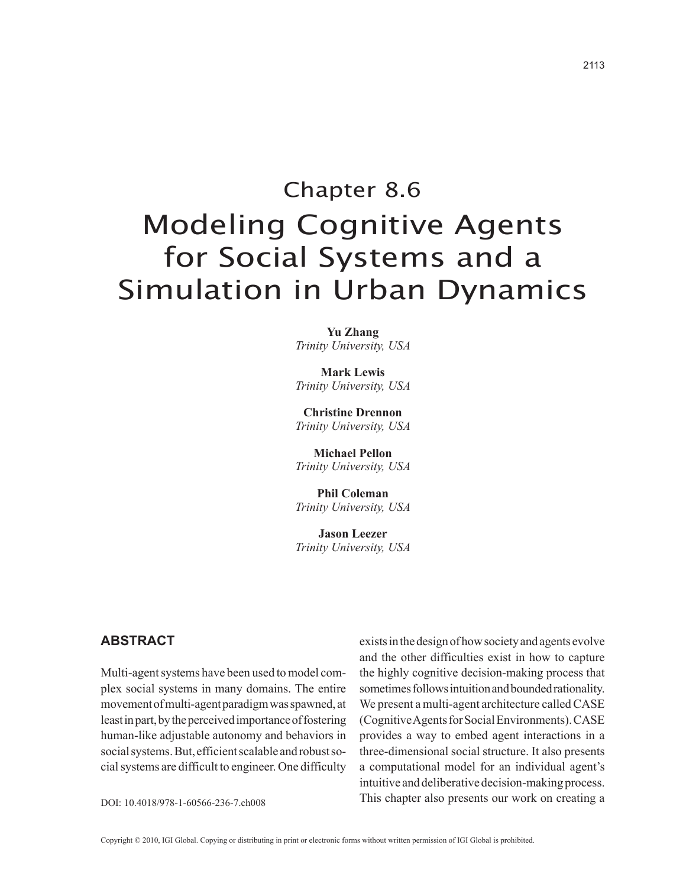# Chapter 8.6

# Modeling Cognitive Agents for Social Systems and a Simulation in Urban Dynamics

**Yu Zhang**
*Trinity University, USA*

**Mark Lewis**
*Trinity University, USA*

**Christine Drennon**
*Trinity University, USA*

**Michael Pellon**
*Trinity University, USA*

**Phil Coleman**
*Trinity University, USA*

**Jason Leezer**
*Trinity University, USA*

## ABSTRACT

Multi-agent systems have been used to model complex social systems in many domains. The entire movement of multi-agent paradigm was spawned, at least in part, by the perceived importance of fostering human-like adjustable autonomy and behaviors in social systems. But, efficient scalable and robust social systems are difficult to engineer. One difficulty exists in the design of how society and agents evolve and the other difficulties exist in how to capture the highly cognitive decision-making process that sometimes follows intuition and bounded rationality. We present a multi-agent architecture called CASE (Cognitive Agents for Social Environments). CASE provides a way to embed agent interactions in a three-dimensional social structure. It also presents a computational model for an individual agent's intuitive and deliberative decision-making process. This chapter also presents our work on creating a

DOI: 10.4018/978-1-60566-236-7.ch008

Copyright © 2010, IGI Global. Copying or distributing in print or electronic forms without written permission of IGI Global is prohibited.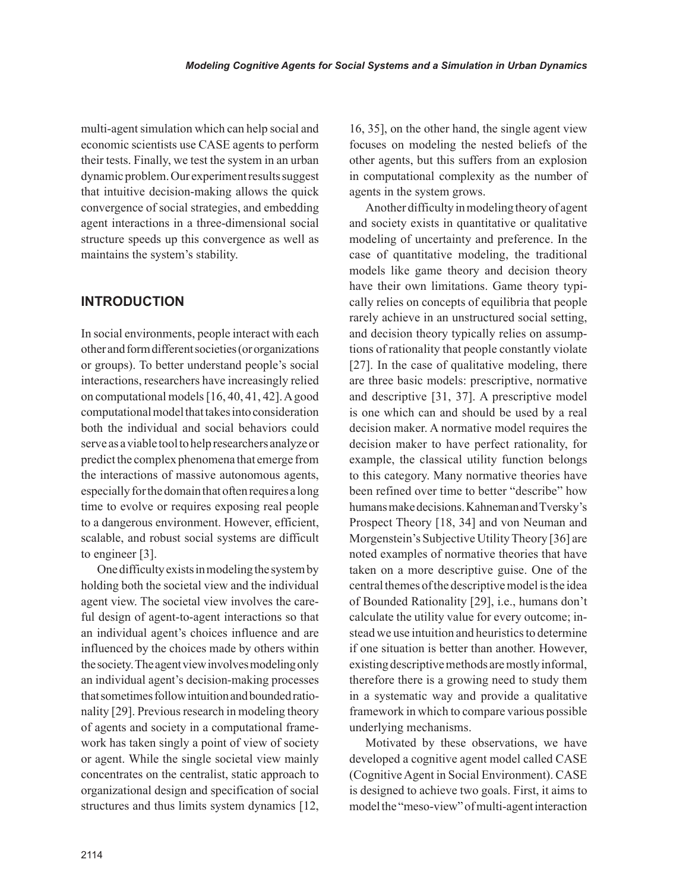multi-agent simulation which can help social and economic scientists use CASE agents to perform their tests. Finally, we test the system in an urban dynamic problem. Our experiment results suggest that intuitive decision-making allows the quick convergence of social strategies, and embedding agent interactions in a three-dimensional social structure speeds up this convergence as well as maintains the system's stability.

## INTRODUCTION

In social environments, people interact with each other and form different societies (or organizations or groups). To better understand people's social interactions, researchers have increasingly relied on computational models [16, 40, 41, 42]. A good computational model that takes into consideration both the individual and social behaviors could serve as a viable tool to help researchers analyze or predict the complex phenomena that emerge from the interactions of massive autonomous agents, especially for the domain that often requires a long time to evolve or requires exposing real people to a dangerous environment. However, efficient, scalable, and robust social systems are difficult to engineer [3].

One difficulty exists in modeling the system by holding both the societal view and the individual agent view. The societal view involves the careful design of agent-to-agent interactions so that an individual agent's choices influence and are influenced by the choices made by others within the society. The agent view involves modeling only an individual agent's decision-making processes that sometimes follow intuition and bounded rationality [29]. Previous research in modeling theory of agents and society in a computational framework has taken singly a point of view of society or agent. While the single societal view mainly concentrates on the centralist, static approach to organizational design and specification of social structures and thus limits system dynamics [12, 16, 35], on the other hand, the single agent view focuses on modeling the nested beliefs of the other agents, but this suffers from an explosion in computational complexity as the number of agents in the system grows.

Another difficulty in modeling theory of agent and society exists in quantitative or qualitative modeling of uncertainty and preference. In the case of quantitative modeling, the traditional models like game theory and decision theory have their own limitations. Game theory typically relies on concepts of equilibria that people rarely achieve in an unstructured social setting, and decision theory typically relies on assumptions of rationality that people constantly violate [27]. In the case of qualitative modeling, there are three basic models: prescriptive, normative and descriptive [31, 37]. A prescriptive model is one which can and should be used by a real decision maker. A normative model requires the decision maker to have perfect rationality, for example, the classical utility function belongs to this category. Many normative theories have been refined over time to better "describe" how humans make decisions. Kahneman and Tversky's Prospect Theory [18, 34] and von Neuman and Morgenstein's Subjective Utility Theory [36] are noted examples of normative theories that have taken on a more descriptive guise. One of the central themes of the descriptive model is the idea of Bounded Rationality [29], i.e., humans don't calculate the utility value for every outcome; instead we use intuition and heuristics to determine if one situation is better than another. However, existing descriptive methods are mostly informal, therefore there is a growing need to study them in a systematic way and provide a qualitative framework in which to compare various possible underlying mechanisms.

Motivated by these observations, we have developed a cognitive agent model called CASE (Cognitive Agent in Social Environment). CASE is designed to achieve two goals. First, it aims to model the "meso-view" of multi-agent interaction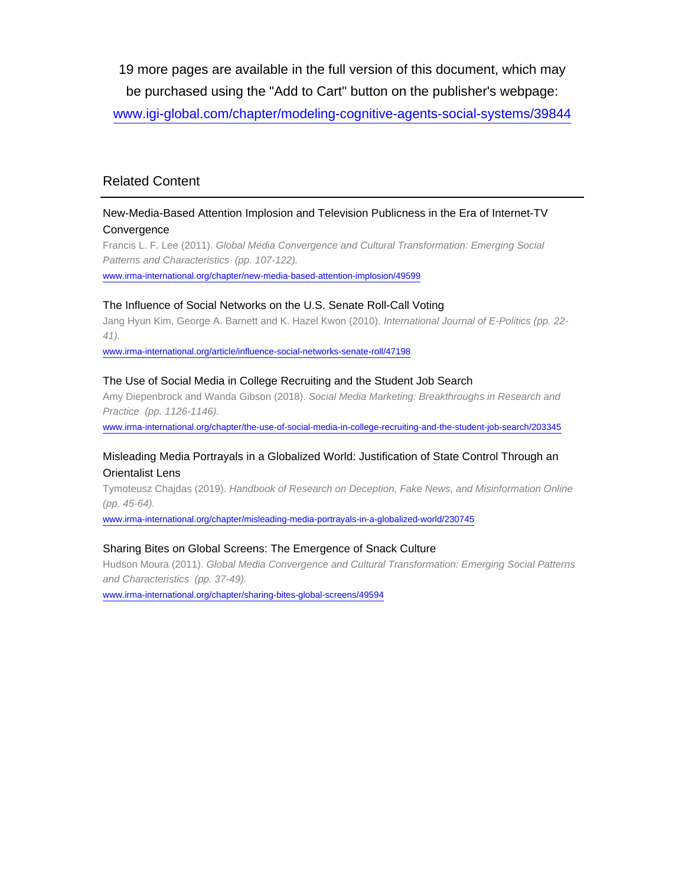19 more pages are available in the full version of this document, which may be purchased using the "Add to Cart" button on the publisher's webpage: www.igi-global.com/chapter/modeling-cognitive-agents-social-systems/39844

## Related Content

New-Media-Based Attention Implosion and Television Publicness in the Era of Internet-TV Convergence

Francis L. F. Lee (2011). *Global Media Convergence and Cultural Transformation: Emerging Social Patterns and Characteristics (pp. 107-122).*

www.irma-international.org/chapter/new-media-based-attention-implosion/49599

The Influence of Social Networks on the U.S. Senate Roll-Call Voting

Jang Hyun Kim, George A. Barnett and K. Hazel Kwon (2010). *International Journal of E-Politics (pp. 22-41).*

www.irma-international.org/article/influence-social-networks-senate-roll/47198

The Use of Social Media in College Recruiting and the Student Job Search

Amy Diepenbrock and Wanda Gibson (2018). *Social Media Marketing: Breakthroughs in Research and Practice (pp. 1126-1146).*

www.irma-international.org/chapter/the-use-of-social-media-in-college-recruiting-and-the-student-job-search/203345

Misleading Media Portrayals in a Globalized World: Justification of State Control Through an Orientalist Lens

Tymoteusz Chajdas (2019). *Handbook of Research on Deception, Fake News, and Misinformation Online (pp. 45-64).*

www.irma-international.org/chapter/misleading-media-portrayals-in-a-globalized-world/230745

Sharing Bites on Global Screens: The Emergence of Snack Culture

Hudson Moura (2011). *Global Media Convergence and Cultural Transformation: Emerging Social Patterns and Characteristics (pp. 37-49).*

www.irma-international.org/chapter/sharing-bites-global-screens/49594